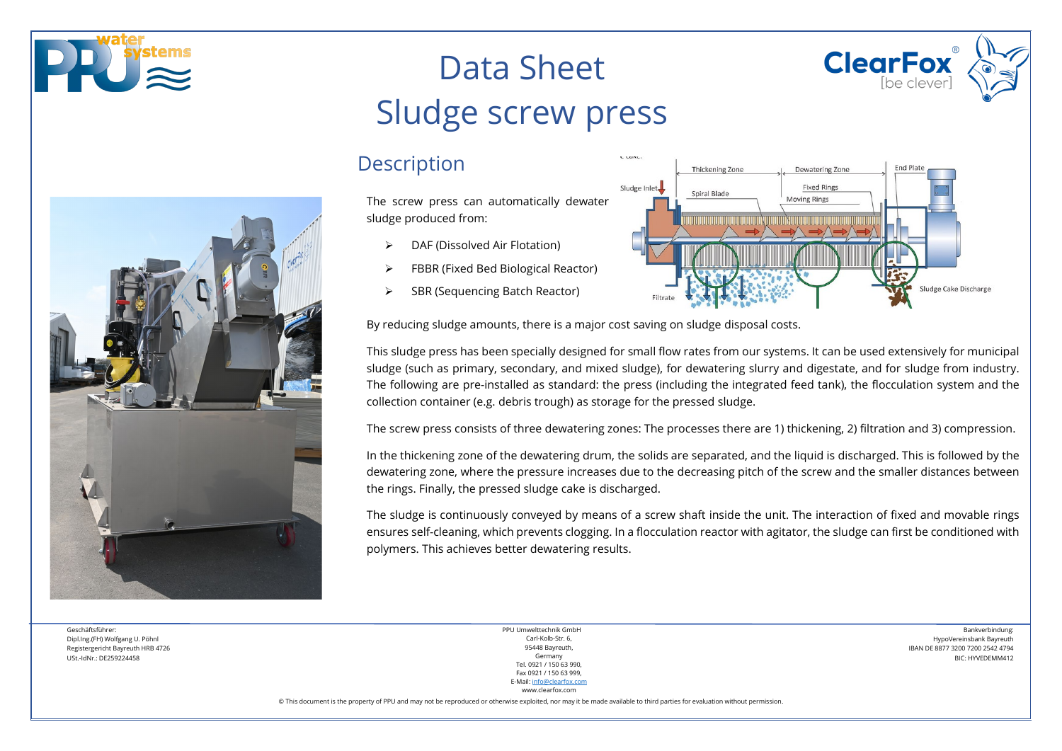# Data Sheet
# Sludge screw press

## Description

The screw press can automatically dewater sludge produced from:

- DAF (Dissolved Air Flotation)
- FBBR (Fixed Bed Biological Reactor)
- SBR (Sequencing Batch Reactor)

By reducing sludge amounts, there is a major cost saving on sludge disposal costs.

This sludge press has been specially designed for small flow rates from our systems. It can be used extensively for municipal sludge (such as primary, secondary, and mixed sludge), for dewatering slurry and digestate, and for sludge from industry. The following are pre-installed as standard: the press (including the integrated feed tank), the flocculation system and the collection container (e.g. debris trough) as storage for the pressed sludge.

The screw press consists of three dewatering zones: The processes there are 1) thickening, 2) filtration and 3) compression.

In the thickening zone of the dewatering drum, the solids are separated, and the liquid is discharged. This is followed by the dewatering zone, where the pressure increases due to the decreasing pitch of the screw and the smaller distances between the rings. Finally, the pressed sludge cake is discharged.

The sludge is continuously conveyed by means of a screw shaft inside the unit. The interaction of fixed and movable rings ensures self-cleaning, which prevents clogging. In a flocculation reactor with agitator, the sludge can first be conditioned with polymers. This achieves better dewatering results.

Geschäftsführer:
Dipl.Ing.(FH) Wolfgang U. Pöhnl
Registergericht Bayreuth HRB 4726
USt.-IdNr.: DE259224458

PPU Umwelttechnik GmbH
Carl-Kolb-Str. 6,
95448 Bayreuth,
Germany
Tel. 0921 / 150 63 990,
Fax 0921 / 150 63 999,
E-Mail: info@clearfox.com
www.clearfox.com

Bankverbindung:
HypoVereinsbank Bayreuth
IBAN DE 8877 3200 7200 2542 4794
BIC: HYVEDEMM412

© This document is the property of PPU and may not be reproduced or otherwise exploited, nor may it be made available to third parties for evaluation without permission.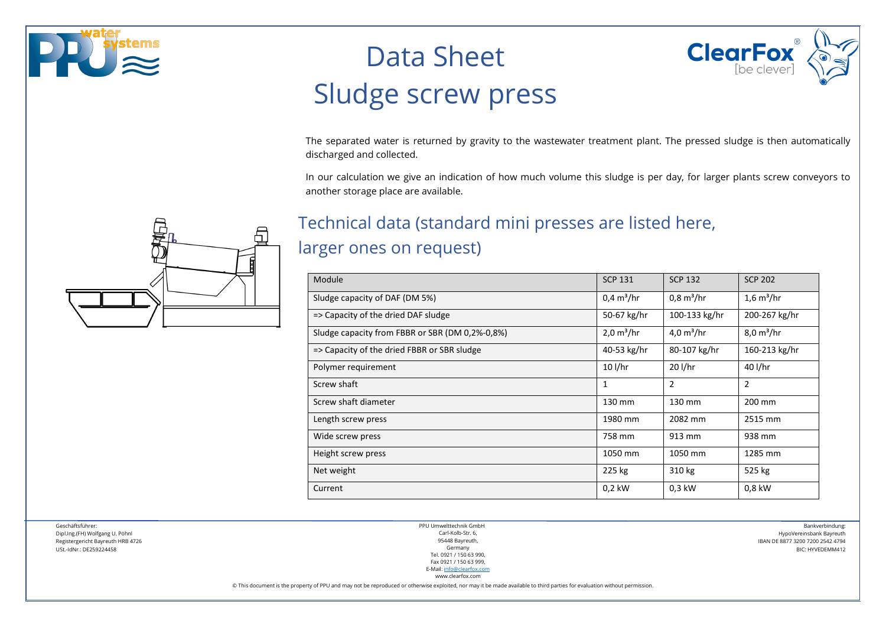# Data Sheet
# Sludge screw press

The separated water is returned by gravity to the wastewater treatment plant. The pressed sludge is then automatically discharged and collected.

In our calculation we give an indication of how much volume this sludge is per day, for larger plants screw conveyors to another storage place are available.

## Technical data (standard mini presses are listed here, larger ones on request)

| Module | SCP 131 | SCP 132 | SCP 202 |
|---|---|---|---|
| Sludge capacity of DAF (DM 5%) | 0,4 m³/hr | 0,8 m³/hr | 1,6 m³/hr |
| => Capacity of the dried DAF sludge | 50-67 kg/hr | 100-133 kg/hr | 200-267 kg/hr |
| Sludge capacity from FBBR or SBR (DM 0,2%-0,8%) | 2,0 m³/hr | 4,0 m³/hr | 8,0 m³/hr |
| => Capacity of the dried FBBR or SBR sludge | 40-53 kg/hr | 80-107 kg/hr | 160-213 kg/hr |
| Polymer requirement | 10 l/hr | 20 l/hr | 40 l/hr |
| Screw shaft | 1 | 2 | 2 |
| Screw shaft diameter | 130 mm | 130 mm | 200 mm |
| Length screw press | 1980 mm | 2082 mm | 2515 mm |
| Wide screw press | 758 mm | 913 mm | 938 mm |
| Height screw press | 1050 mm | 1050 mm | 1285 mm |
| Net weight | 225 kg | 310 kg | 525 kg |
| Current | 0,2 kW | 0,3 kW | 0,8 kW |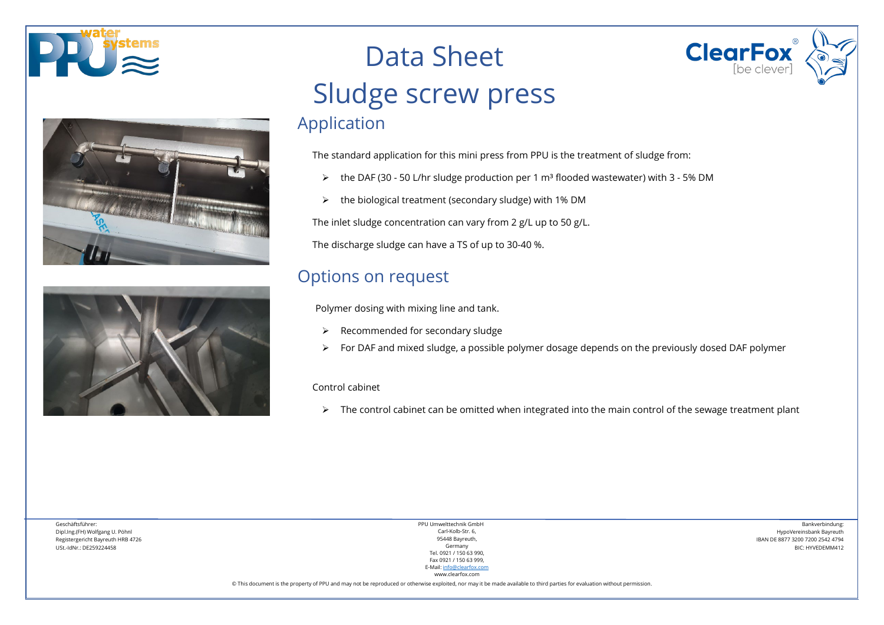# Data Sheet

# Sludge screw press

## Application

The standard application for this mini press from PPU is the treatment of sludge from:

- the DAF (30 - 50 L/hr sludge production per 1 $m^3$ flooded wastewater) with 3 - 5% DM
- the biological treatment (secondary sludge) with 1% DM

The inlet sludge concentration can vary from 2 g/L up to 50 g/L.

The discharge sludge can have a TS of up to 30-40 %.

## Options on request

Polymer dosing with mixing line and tank.

- Recommended for secondary sludge
- For DAF and mixed sludge, a possible polymer dosage depends on the previously dosed DAF polymer

Control cabinet

- The control cabinet can be omitted when integrated into the main control of the sewage treatment plant

Geschäftsführer:
Dipl.Ing.(FH) Wolfgang U. Pöhnl
Registergericht Bayreuth HRB 4726
USt.-IdNr.: DE259224458

PPU Umwelttechnik GmbH
Carl-Kolb-Str. 6,
95448 Bayreuth,
Germany
Tel. 0921 / 150 63 990,
Fax 0921 / 150 63 999,
E-Mail: info@clearfox.com
www.clearfox.com

Bankverbindung:
HypoVereinsbank Bayreuth
IBAN DE 8877 3200 7200 2542 4794
BIC: HYVEDEMM412

© This document is the property of PPU and may not be reproduced or otherwise exploited, nor may it be made available to third parties for evaluation without permission.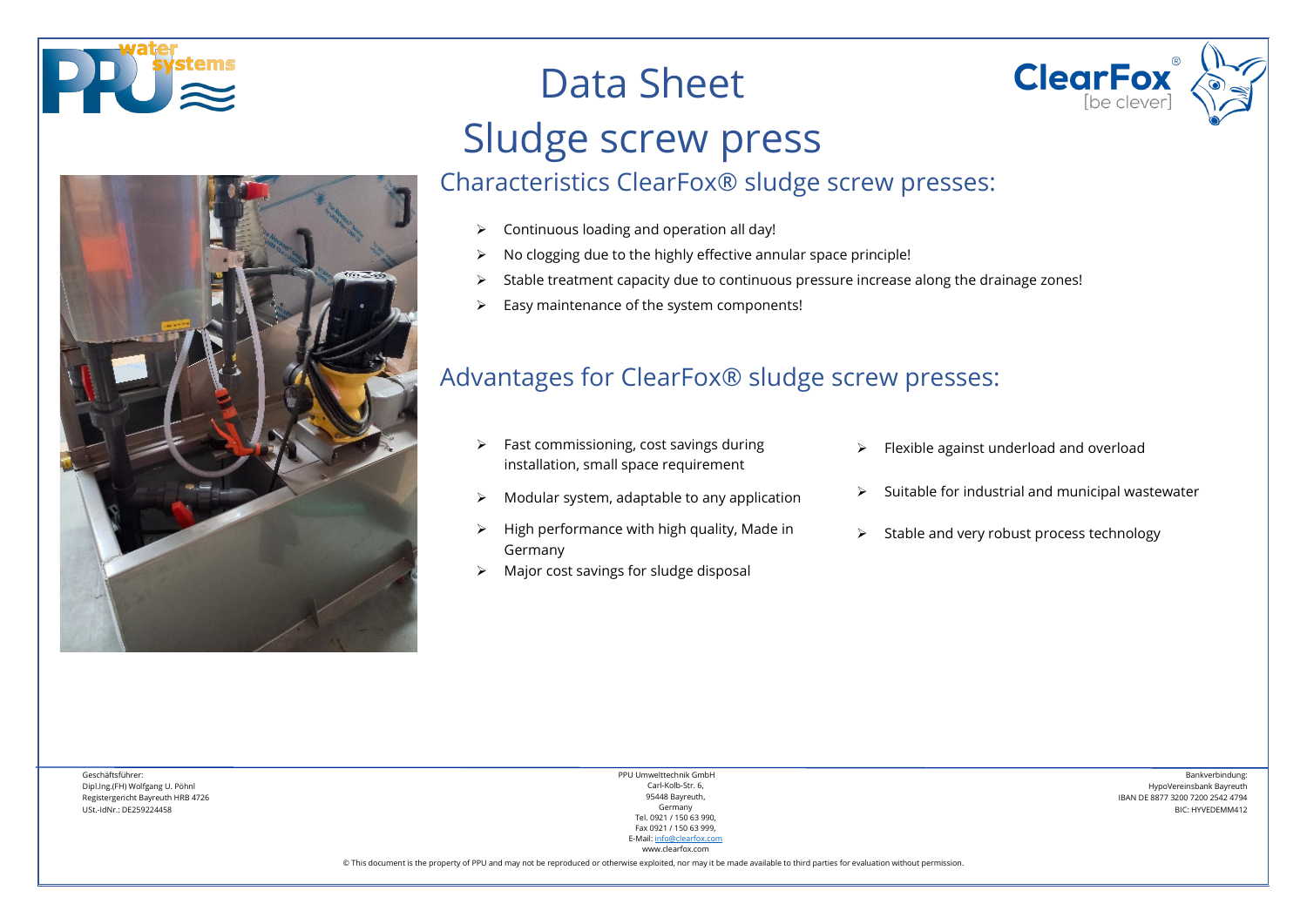# Data Sheet

# Sludge screw press

## Characteristics ClearFox® sludge screw presses:

- Continuous loading and operation all day!
- No clogging due to the highly effective annular space principle!
- Stable treatment capacity due to continuous pressure increase along the drainage zones!
- Easy maintenance of the system components!

## Advantages for ClearFox® sludge screw presses:

- Fast commissioning, cost savings during installation, small space requirement
- Modular system, adaptable to any application
- High performance with high quality, Made in Germany
- Major cost savings for sludge disposal
- Flexible against underload and overload
- Suitable for industrial and municipal wastewater
- Stable and very robust process technology

Geschäftsführer:
Dipl.Ing.(FH) Wolfgang U. Pöhnl
Registergericht Bayreuth HRB 4726
USt.-IdNr.: DE259224458

PPU Umwelttechnik GmbH
Carl-Kolb-Str. 6,
95448 Bayreuth,
Germany
Tel. 0921 / 150 63 990,
Fax 0921 / 150 63 999,
E-Mail: info@clearfox.com
www.clearfox.com

Bankverbindung:
HypoVereinsbank Bayreuth
IBAN DE 8877 3200 7200 2542 4794
BIC: HYVEDEMM412

© This document is the property of PPU and may not be reproduced or otherwise exploited, nor may it be made available to third parties for evaluation without permission.